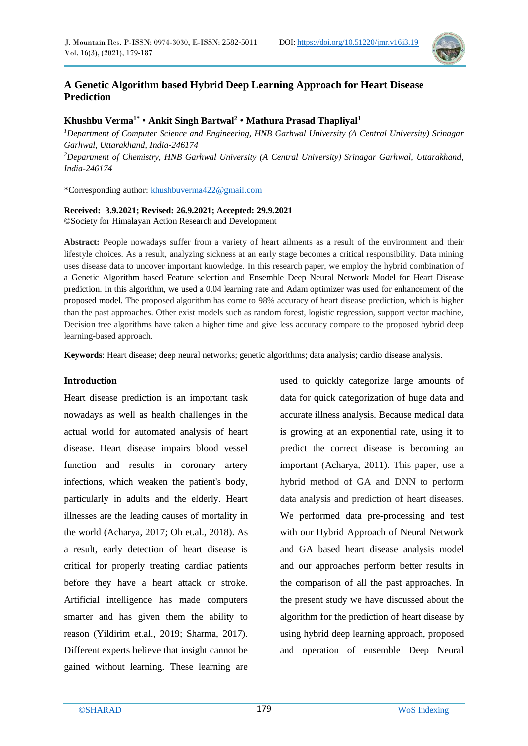# A Genetic Algorithm based Hybrid Deep Learning Approach for Heart Disease Prediction

**Khushbu Verma[1*] • Ankit Singh Bartwal[2] • Mathura Prasad Thapliyal[1]**

[1]*Department of Computer Science and Engineering, HNB Garhwal University (A Central University) Srinagar Garhwal, Uttarakhand, India-246174*

[2]*Department of Chemistry, HNB Garhwal University (A Central University) Srinagar Garhwal, Uttarakhand, India-246174*

*Corresponding author: khushbuverma422@gmail.com

**Received: 3.9.2021; Revised: 26.9.2021; Accepted: 29.9.2021**
©Society for Himalayan Action Research and Development

**Abstract:** People nowadays suffer from a variety of heart ailments as a result of the environment and their lifestyle choices. As a result, analyzing sickness at an early stage becomes a critical responsibility. Data mining uses disease data to uncover important knowledge. In this research paper, we employ the hybrid combination of a Genetic Algorithm based Feature selection and Ensemble Deep Neural Network Model for Heart Disease prediction. In this algorithm, we used a 0.04 learning rate and Adam optimizer was used for enhancement of the proposed model. The proposed algorithm has come to 98% accuracy of heart disease prediction, which is higher than the past approaches. Other exist models such as random forest, logistic regression, support vector machine, Decision tree algorithms have taken a higher time and give less accuracy compare to the proposed hybrid deep learning-based approach.

**Keywords**: Heart disease; deep neural networks; genetic algorithms; data analysis; cardio disease analysis.

## Introduction

Heart disease prediction is an important task nowadays as well as health challenges in the actual world for automated analysis of heart disease. Heart disease impairs blood vessel function and results in coronary artery infections, which weaken the patient's body, particularly in adults and the elderly. Heart illnesses are the leading causes of mortality in the world (Acharya, 2017; Oh et.al., 2018). As a result, early detection of heart disease is critical for properly treating cardiac patients before they have a heart attack or stroke. Artificial intelligence has made computers smarter and has given them the ability to reason (Yildirim et.al., 2019; Sharma, 2017). Different experts believe that insight cannot be gained without learning. These learning are used to quickly categorize large amounts of data for quick categorization of huge data and accurate illness analysis. Because medical data is growing at an exponential rate, using it to predict the correct disease is becoming an important (Acharya, 2011). This paper, use a hybrid method of GA and DNN to perform data analysis and prediction of heart diseases. We performed data pre-processing and test with our Hybrid Approach of Neural Network and GA based heart disease analysis model and our approaches perform better results in the comparison of all the past approaches. In the present study we have discussed about the algorithm for the prediction of heart disease by using hybrid deep learning approach, proposed and operation of ensemble Deep Neural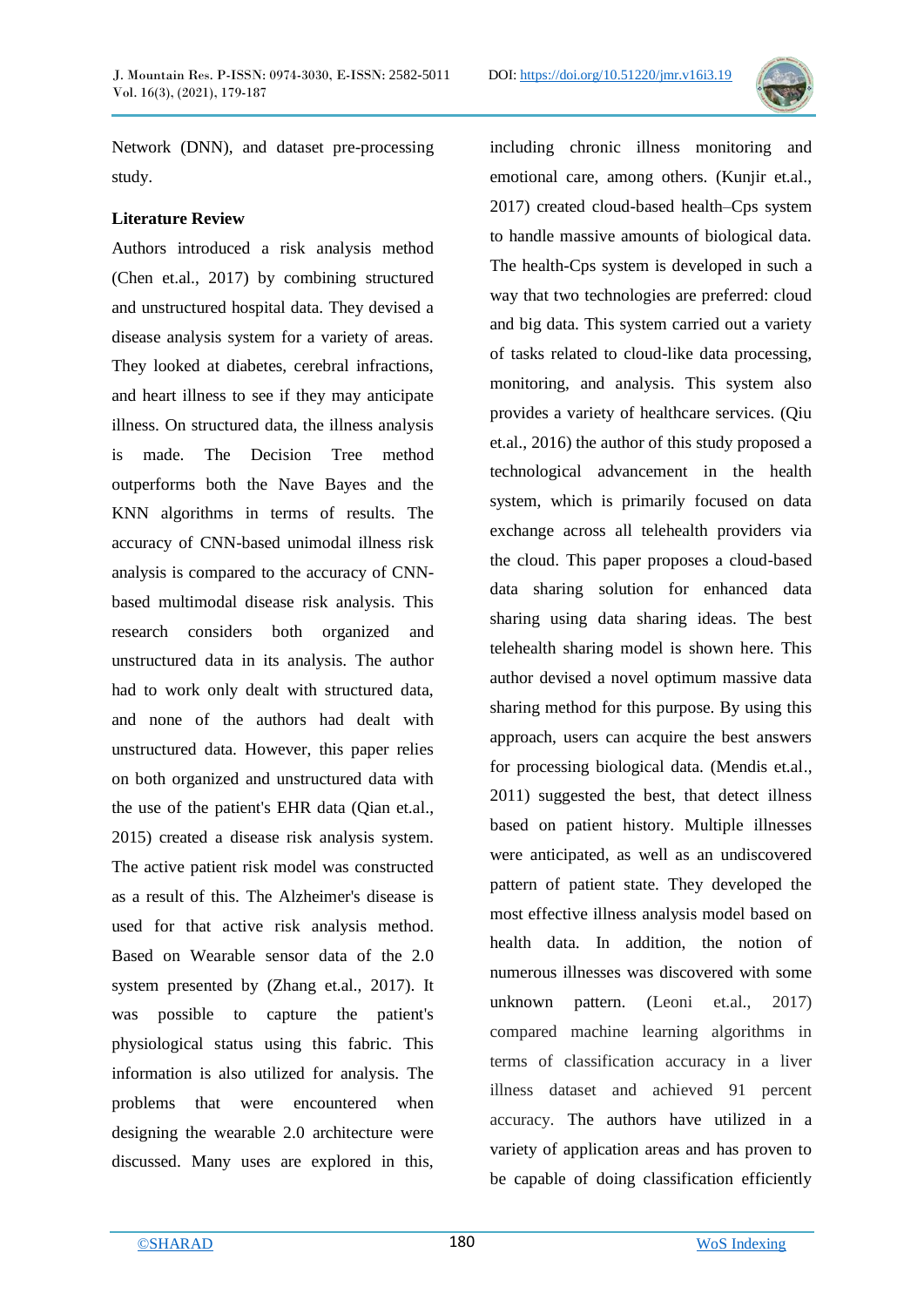Network (DNN), and dataset pre-processing study.

**Literature Review**

Authors introduced a risk analysis method (Chen et.al., 2017) by combining structured and unstructured hospital data. They devised a disease analysis system for a variety of areas. They looked at diabetes, cerebral infractions, and heart illness to see if they may anticipate illness. On structured data, the illness analysis is made. The Decision Tree method outperforms both the Nave Bayes and the KNN algorithms in terms of results. The accuracy of CNN-based unimodal illness risk analysis is compared to the accuracy of CNN-based multimodal disease risk analysis. This research considers both organized and unstructured data in its analysis. The author had to work only dealt with structured data, and none of the authors had dealt with unstructured data. However, this paper relies on both organized and unstructured data with the use of the patient's EHR data (Qian et.al., 2015) created a disease risk analysis system. The active patient risk model was constructed as a result of this. The Alzheimer's disease is used for that active risk analysis method. Based on Wearable sensor data of the 2.0 system presented by (Zhang et.al., 2017). It was possible to capture the patient's physiological status using this fabric. This information is also utilized for analysis. The problems that were encountered when designing the wearable 2.0 architecture were discussed. Many uses are explored in this, including chronic illness monitoring and emotional care, among others. (Kunjir et.al., 2017) created cloud-based health–Cps system to handle massive amounts of biological data. The health-Cps system is developed in such a way that two technologies are preferred: cloud and big data. This system carried out a variety of tasks related to cloud-like data processing, monitoring, and analysis. This system also provides a variety of healthcare services. (Qiu et.al., 2016) the author of this study proposed a technological advancement in the health system, which is primarily focused on data exchange across all telehealth providers via the cloud. This paper proposes a cloud-based data sharing solution for enhanced data sharing using data sharing ideas. The best telehealth sharing model is shown here. This author devised a novel optimum massive data sharing method for this purpose. By using this approach, users can acquire the best answers for processing biological data. (Mendis et.al., 2011) suggested the best, that detect illness based on patient history. Multiple illnesses were anticipated, as well as an undiscovered pattern of patient state. They developed the most effective illness analysis model based on health data. In addition, the notion of numerous illnesses was discovered with some unknown pattern. (Leoni et.al., 2017) compared machine learning algorithms in terms of classification accuracy in a liver illness dataset and achieved 91 percent accuracy. The authors have utilized in a variety of application areas and has proven to be capable of doing classification efficiently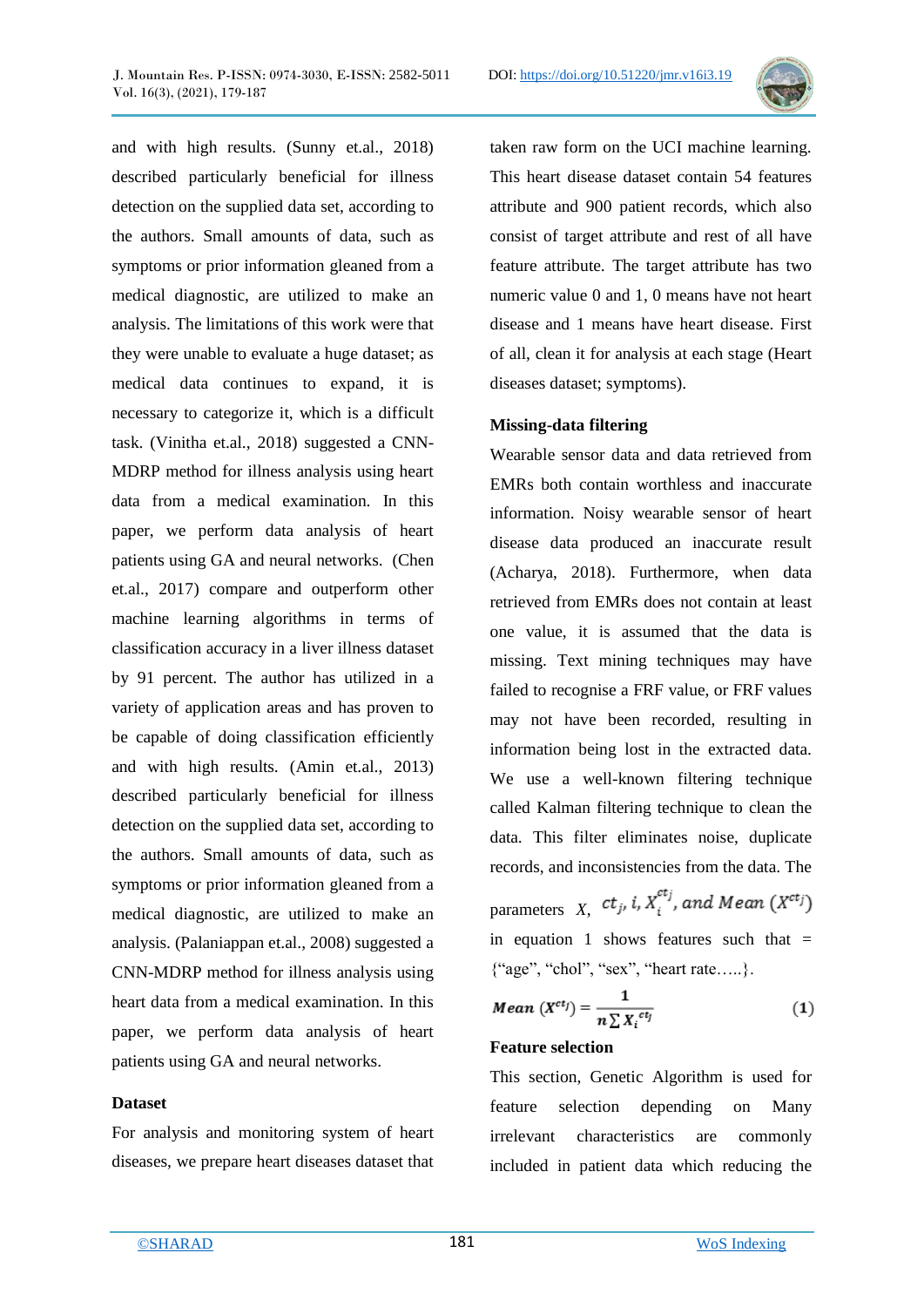and with high results. (Sunny et.al., 2018) described particularly beneficial for illness detection on the supplied data set, according to the authors. Small amounts of data, such as symptoms or prior information gleaned from a medical diagnostic, are utilized to make an analysis. The limitations of this work were that they were unable to evaluate a huge dataset; as medical data continues to expand, it is necessary to categorize it, which is a difficult task. (Vinitha et.al., 2018) suggested a CNN-MDRP method for illness analysis using heart data from a medical examination. In this paper, we perform data analysis of heart patients using GA and neural networks. (Chen et.al., 2017) compare and outperform other machine learning algorithms in terms of classification accuracy in a liver illness dataset by 91 percent. The author has utilized in a variety of application areas and has proven to be capable of doing classification efficiently and with high results. (Amin et.al., 2013) described particularly beneficial for illness detection on the supplied data set, according to the authors. Small amounts of data, such as symptoms or prior information gleaned from a medical diagnostic, are utilized to make an analysis. (Palaniappan et.al., 2008) suggested a CNN-MDRP method for illness analysis using heart data from a medical examination. In this paper, we perform data analysis of heart patients using GA and neural networks.

## Dataset

For analysis and monitoring system of heart diseases, we prepare heart diseases dataset that taken raw form on the UCI machine learning. This heart disease dataset contain 54 features attribute and 900 patient records, which also consist of target attribute and rest of all have feature attribute. The target attribute has two numeric value 0 and 1, 0 means have not heart disease and 1 means have heart disease. First of all, clean it for analysis at each stage (Heart diseases dataset; symptoms).

## Missing-data filtering

Wearable sensor data and data retrieved from EMRs both contain worthless and inaccurate information. Noisy wearable sensor of heart disease data produced an inaccurate result (Acharya, 2018). Furthermore, when data retrieved from EMRs does not contain at least one value, it is assumed that the data is missing. Text mining techniques may have failed to recognise a FRF value, or FRF values may not have been recorded, resulting in information being lost in the extracted data. We use a well-known filtering technique called Kalman filtering technique to clean the data. This filter eliminates noise, duplicate records, and inconsistencies from the data. The parameters $X$, $ct_j, i, X_i^{ct_j}$, and $Mean\ (X^{ct_j})$ in equation 1 shows features such that = {"age", "chol", "sex", "heart rate…..}.

$$\boldsymbol{Mean}\ (X^{ct_j}) = \frac{\mathbf{1}}{n \sum X_i^{ct_j}} \qquad (1)$$

## Feature selection

This section, Genetic Algorithm is used for feature selection depending on Many irrelevant characteristics are commonly included in patient data which reducing the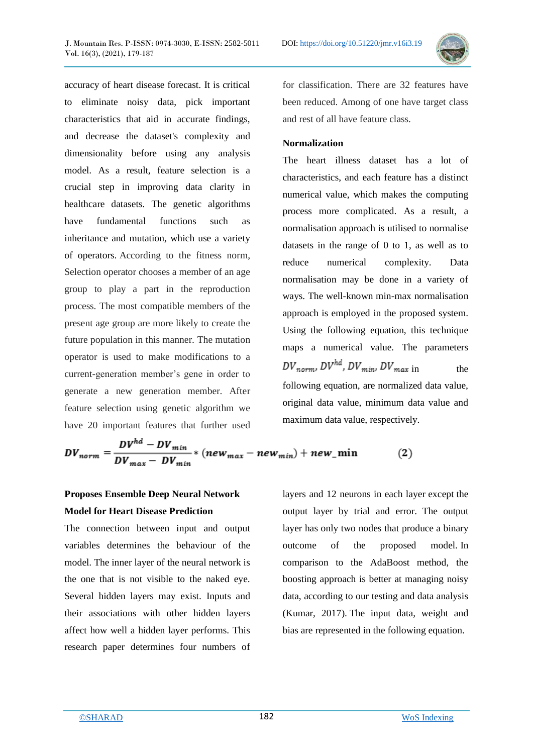accuracy of heart disease forecast. It is critical to eliminate noisy data, pick important characteristics that aid in accurate findings, and decrease the dataset's complexity and dimensionality before using any analysis model. As a result, feature selection is a crucial step in improving data clarity in healthcare datasets. The genetic algorithms have fundamental functions such as inheritance and mutation, which use a variety of operators. According to the fitness norm, Selection operator chooses a member of an age group to play a part in the reproduction process. The most compatible members of the present age group are more likely to create the future population in this manner. The mutation operator is used to make modifications to a current-generation member's gene in order to generate a new generation member. After feature selection using genetic algorithm we have 20 important features that further used for classification. There are 32 features have been reduced. Among of one have target class and rest of all have feature class.

**Normalization**

The heart illness dataset has a lot of characteristics, and each feature has a distinct numerical value, which makes the computing process more complicated. As a result, a normalisation approach is utilised to normalise datasets in the range of 0 to 1, as well as to reduce numerical complexity. Data normalisation may be done in a variety of ways. The well-known min-max normalisation approach is employed in the proposed system. Using the following equation, this technique maps a numerical value. The parameters $DV_{norm}$, $DV^{hd}$, $DV_{min}$, $DV_{max}$ in the following equation, are normalized data value, original data value, minimum data value and maximum data value, respectively.

$$DV_{norm} = \frac{DV^{hd} - DV_{min}}{DV_{max} - DV_{min}} * (new_{max} - new_{min}) + new\_min \qquad (2)$$

**Proposes Ensemble Deep Neural Network Model for Heart Disease Prediction**

The connection between input and output variables determines the behaviour of the model. The inner layer of the neural network is the one that is not visible to the naked eye. Several hidden layers may exist. Inputs and their associations with other hidden layers affect how well a hidden layer performs. This research paper determines four numbers of layers and 12 neurons in each layer except the output layer by trial and error. The output layer has only two nodes that produce a binary outcome of the proposed model. In comparison to the AdaBoost method, the boosting approach is better at managing noisy data, according to our testing and data analysis (Kumar, 2017). The input data, weight and bias are represented in the following equation.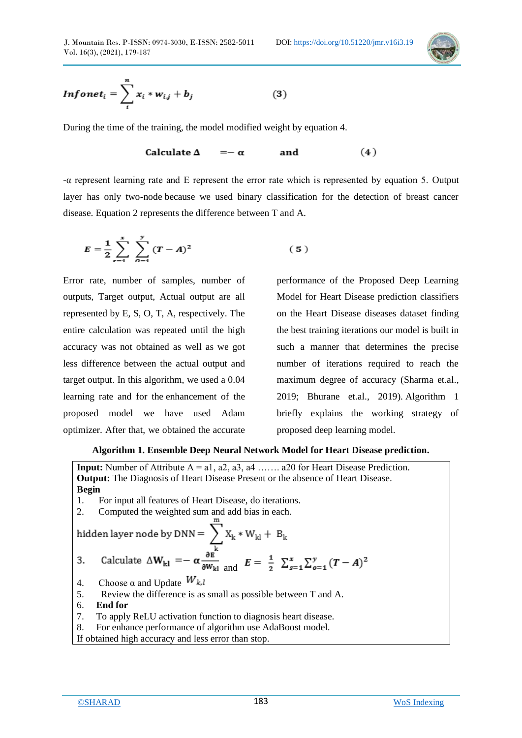$$Infonet_i = \sum_{i}^{n} x_i * w_{i,j} + b_j \qquad (3)$$

During the time of the training, the model modified weight by equation 4.

$$\textbf{Calculate } \Delta \quad = - \alpha \qquad \textbf{and} \qquad (4)$$

-α represent learning rate and E represent the error rate which is represented by equation 5. Output layer has only two-node because we used binary classification for the detection of breast cancer disease. Equation 2 represents the difference between T and A.

$$E = \frac{1}{2} \sum_{s=1}^{x} \sum_{O=1}^{y} (T - A)^2 \qquad (5)$$

Error rate, number of samples, number of outputs, Target output, Actual output are all represented by E, S, O, T, A, respectively. The entire calculation was repeated until the high accuracy was not obtained as well as we got less difference between the actual output and target output. In this algorithm, we used a 0.04 learning rate and for the enhancement of the proposed model we have used Adam optimizer. After that, we obtained the accurate performance of the Proposed Deep Learning Model for Heart Disease prediction classifiers on the Heart Disease diseases dataset finding the best training iterations our model is built in such a manner that determines the precise number of iterations required to reach the maximum degree of accuracy (Sharma et.al., 2019; Bhurane et.al., 2019). Algorithm 1 briefly explains the working strategy of proposed deep learning model.

**Algorithm 1. Ensemble Deep Neural Network Model for Heart Disease prediction.**

**Input:** Number of Attribute A = a1, a2, a3, a4 ……. a20 for Heart Disease Prediction.
**Output:** The Diagnosis of Heart Disease Present or the absence of Heart Disease.
**Begin**

1. For input all features of Heart Disease, do iterations.
2. Computed the weighted sum and add bias in each.

$$\text{hidden layer node by DNN} = \sum_{k}^{m} X_k * W_{kl} + B_k$$

3. Calculate $\Delta \mathbf{W_{kl}} = -\alpha \frac{\partial E}{\partial W_{kl}}$ and $E = \frac{1}{2} \sum_{s=1}^{x} \sum_{o=1}^{y} (T - A)^2$
4. Choose α and Update $W_{k,l}$
5. Review the difference is as small as possible between T and A.
6. **End for**
7. To apply ReLU activation function to diagnosis heart disease.
8. For enhance performance of algorithm use AdaBoost model.

If obtained high accuracy and less error than stop.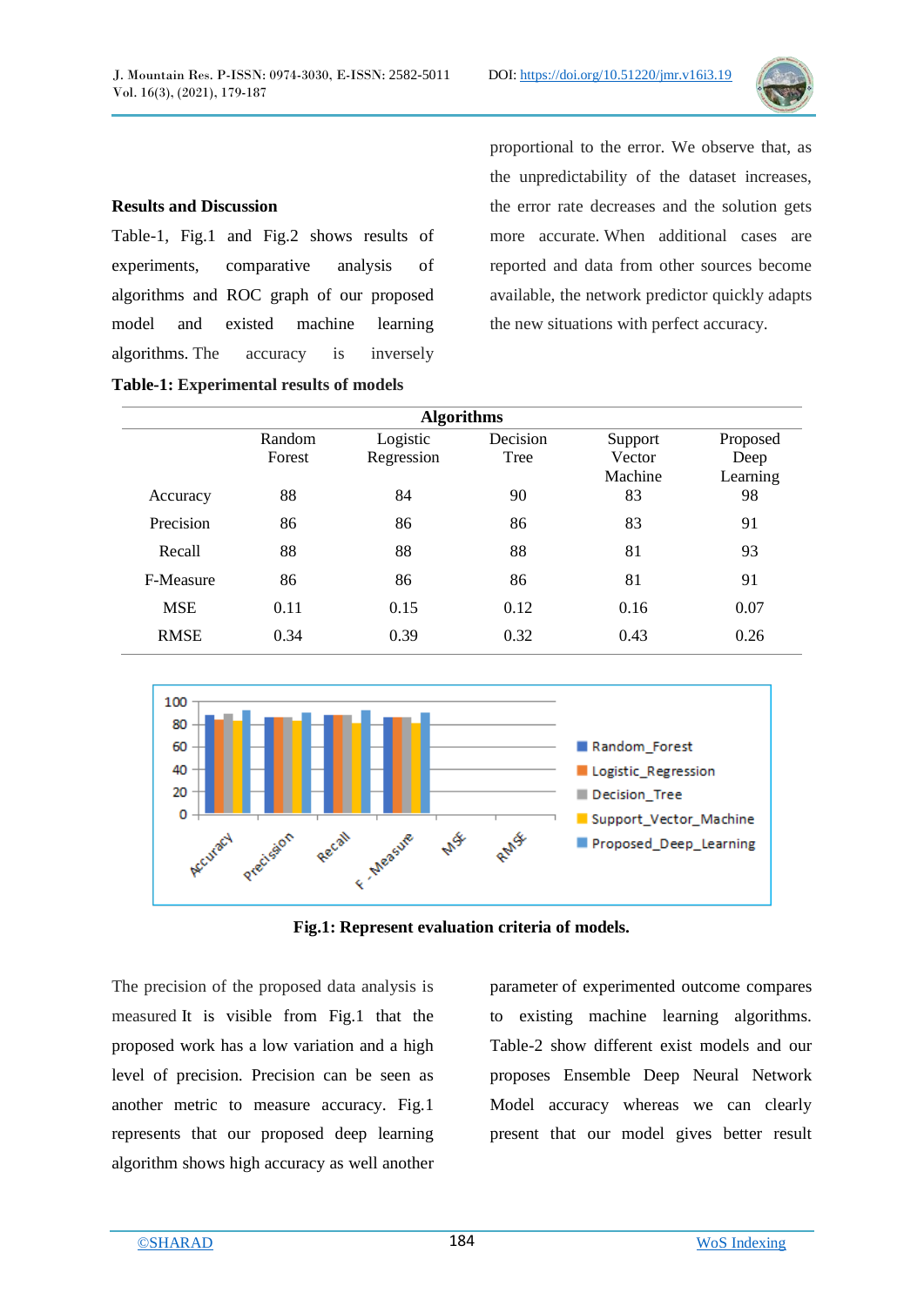### Results and Discussion

Table-1, Fig.1 and Fig.2 shows results of experiments, comparative analysis of algorithms and ROC graph of our proposed model and existed machine learning algorithms. The accuracy is inversely proportional to the error. We observe that, as the unpredictability of the dataset increases, the error rate decreases and the solution gets more accurate. When additional cases are reported and data from other sources become available, the network predictor quickly adapts the new situations with perfect accuracy.

**Table-1: Experimental results of models**

| | Algorithms | | | | |
|---|---|---|---|---|---|
| | Random Forest | Logistic Regression | Decision Tree | Support Vector Machine | Proposed Deep Learning |
| Accuracy | 88 | 84 | 90 | 83 | 98 |
| Precision | 86 | 86 | 86 | 83 | 91 |
| Recall | 88 | 88 | 88 | 81 | 93 |
| F-Measure | 86 | 86 | 86 | 81 | 91 |
| MSE | 0.11 | 0.15 | 0.12 | 0.16 | 0.07 |
| RMSE | 0.34 | 0.39 | 0.32 | 0.43 | 0.26 |

**Fig.1: Represent evaluation criteria of models.**

The precision of the proposed data analysis is measured It is visible from Fig.1 that the proposed work has a low variation and a high level of precision. Precision can be seen as another metric to measure accuracy. Fig.1 represents that our proposed deep learning algorithm shows high accuracy as well another parameter of experimented outcome compares to existing machine learning algorithms. Table-2 show different exist models and our proposes Ensemble Deep Neural Network Model accuracy whereas we can clearly present that our model gives better result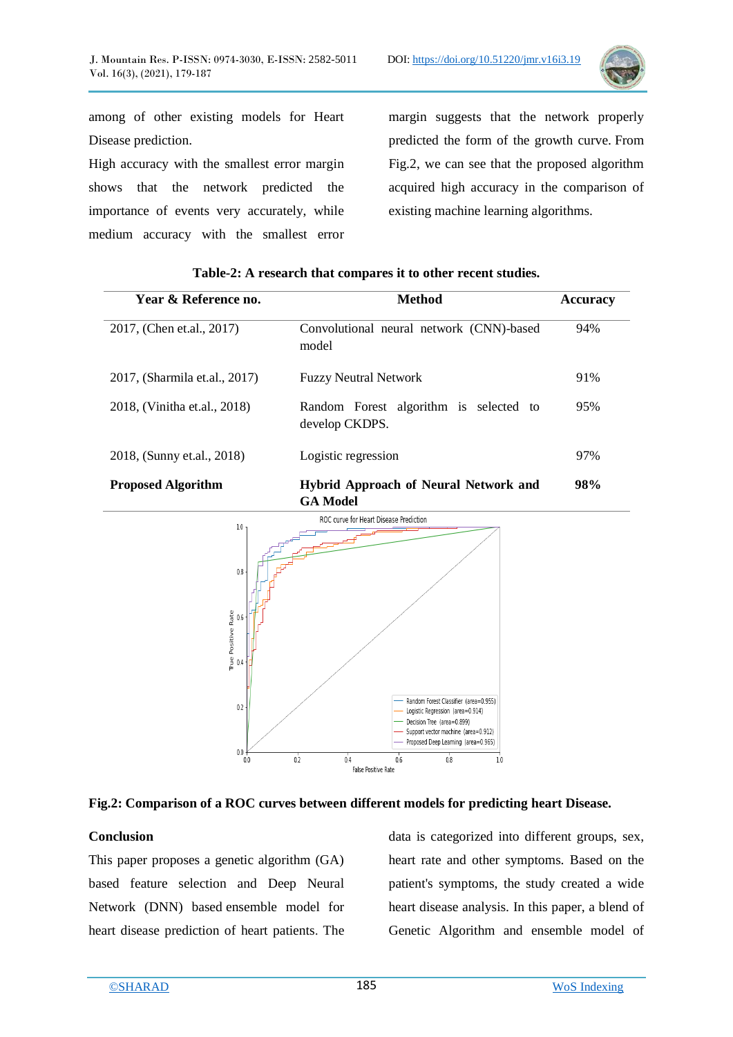among of other existing models for Heart Disease prediction.

High accuracy with the smallest error margin shows that the network predicted the importance of events very accurately, while medium accuracy with the smallest error margin suggests that the network properly predicted the form of the growth curve. From Fig.2, we can see that the proposed algorithm acquired high accuracy in the comparison of existing machine learning algorithms.

**Table-2: A research that compares it to other recent studies.**

| Year & Reference no. | Method | Accuracy |
|---|---|---|
| 2017, (Chen et.al., 2017) | Convolutional neural network (CNN)-based model | 94% |
| 2017, (Sharmila et.al., 2017) | Fuzzy Neutral Network | 91% |
| 2018, (Vinitha et.al., 2018) | Random Forest algorithm is selected to develop CKDPS. | 95% |
| 2018, (Sunny et.al., 2018) | Logistic regression | 97% |
| **Proposed Algorithm** | **Hybrid Approach of Neural Network and GA Model** | **98%** |

**Fig.2: Comparison of a ROC curves between different models for predicting heart Disease.**

## Conclusion

This paper proposes a genetic algorithm (GA) based feature selection and Deep Neural Network (DNN) based ensemble model for heart disease prediction of heart patients. The data is categorized into different groups, sex, heart rate and other symptoms. Based on the patient's symptoms, the study created a wide heart disease analysis. In this paper, a blend of Genetic Algorithm and ensemble model of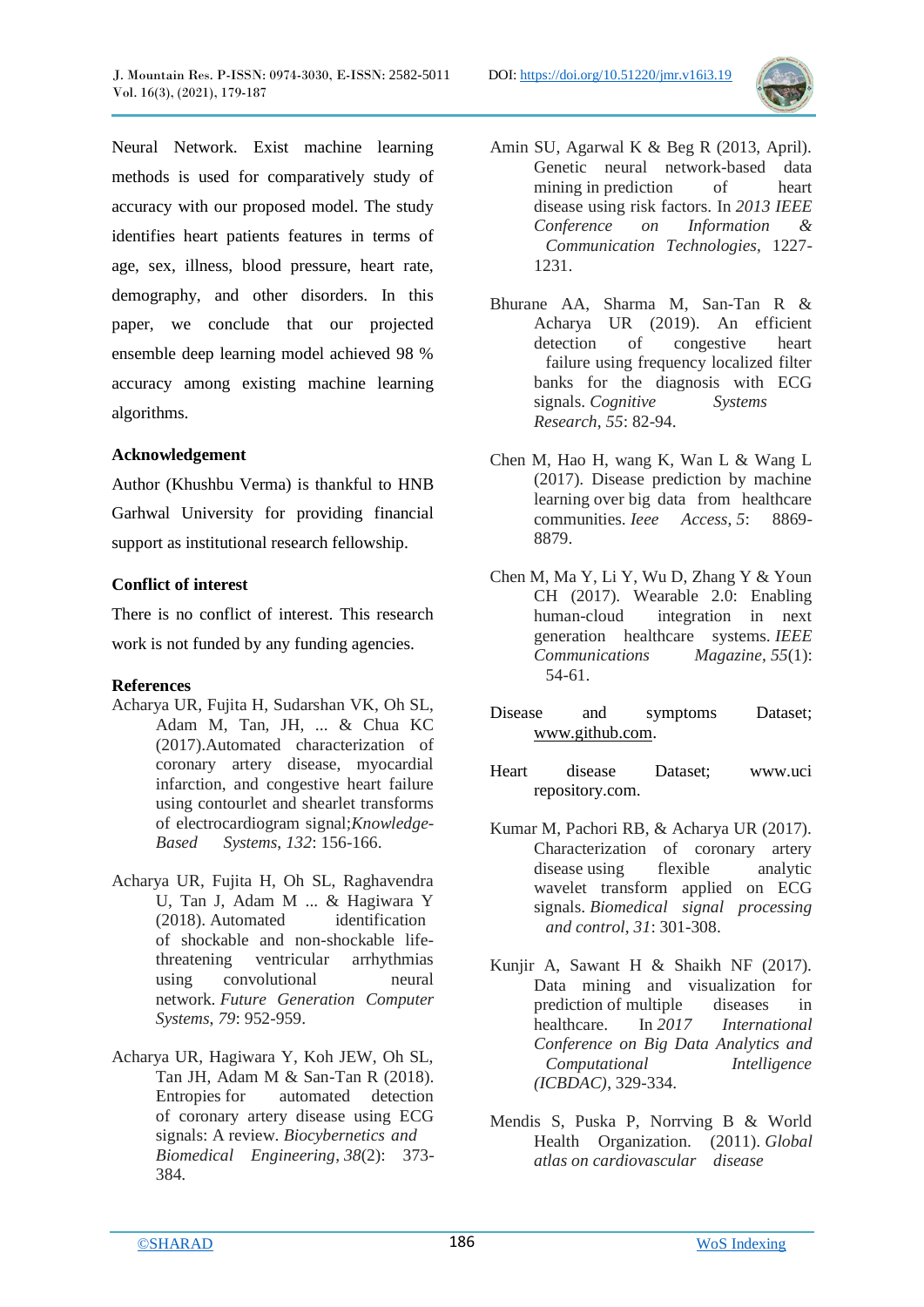Neural Network. Exist machine learning methods is used for comparatively study of accuracy with our proposed model. The study identifies heart patients features in terms of age, sex, illness, blood pressure, heart rate, demography, and other disorders. In this paper, we conclude that our projected ensemble deep learning model achieved 98 % accuracy among existing machine learning algorithms.

## Acknowledgement

Author (Khushbu Verma) is thankful to HNB Garhwal University for providing financial support as institutional research fellowship.

## Conflict of interest

There is no conflict of interest. This research work is not funded by any funding agencies.

## References

Acharya UR, Fujita H, Sudarshan VK, Oh SL, Adam M, Tan, JH, ... & Chua KC (2017).Automated characterization of coronary artery disease, myocardial infarction, and congestive heart failure using contourlet and shearlet transforms of electrocardiogram signal;*Knowledge-Based Systems*, *132*: 156-166.

Acharya UR, Fujita H, Oh SL, Raghavendra U, Tan J, Adam M ... & Hagiwara Y (2018). Automated identification of shockable and non-shockable life-threatening ventricular arrhythmias using convolutional neural network. *Future Generation Computer Systems*, *79*: 952-959.

Acharya UR, Hagiwara Y, Koh JEW, Oh SL, Tan JH, Adam M & San-Tan R (2018). Entropies for automated detection of coronary artery disease using ECG signals: A review. *Biocybernetics and Biomedical Engineering*, *38*(2): 373-384.

Amin SU, Agarwal K & Beg R (2013, April). Genetic neural network-based data mining in prediction of heart disease using risk factors. In *2013 IEEE Conference on Information & Communication Technologies*, 1227-1231.

Bhurane AA, Sharma M, San-Tan R & Acharya UR (2019). An efficient detection of congestive heart failure using frequency localized filter banks for the diagnosis with ECG signals. *Cognitive Systems Research*, *55*: 82-94.

Chen M, Hao H, wang K, Wan L & Wang L (2017). Disease prediction by machine learning over big data from healthcare communities. *Ieee Access*, *5*: 8869-8879.

Chen M, Ma Y, Li Y, Wu D, Zhang Y & Youn CH (2017). Wearable 2.0: Enabling human-cloud integration in next generation healthcare systems. *IEEE Communications Magazine*, *55*(1): 54-61.

Disease and symptoms Dataset; www.github.com.

Heart disease Dataset; www.uci repository.com.

Kumar M, Pachori RB, & Acharya UR (2017). Characterization of coronary artery disease using flexible analytic wavelet transform applied on ECG signals. *Biomedical signal processing and control*, *31*: 301-308.

Kunjir A, Sawant H & Shaikh NF (2017). Data mining and visualization for prediction of multiple diseases in healthcare. In *2017 International Conference on Big Data Analytics and Computational Intelligence (ICBDAC)*, 329-334.

Mendis S, Puska P, Norrving B & World Health Organization. (2011). *Global atlas on cardiovascular disease*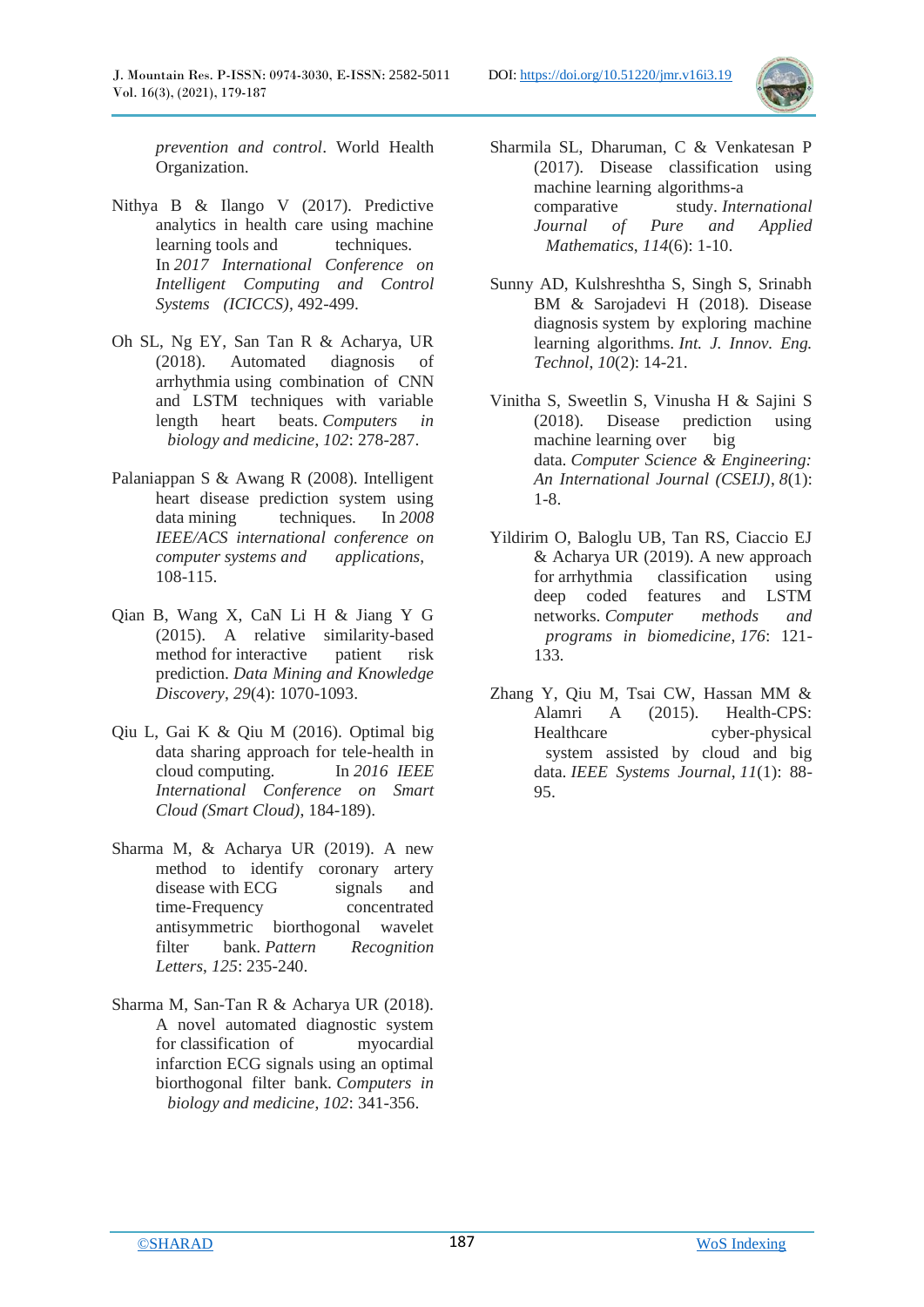*prevention and control*. World Health Organization.

Nithya B & Ilango V (2017). Predictive analytics in health care using machine learning tools and techniques. In *2017 International Conference on Intelligent Computing and Control Systems (ICICCS)*, 492-499.

Oh SL, Ng EY, San Tan R & Acharya, UR (2018). Automated diagnosis of arrhythmia using combination of CNN and LSTM techniques with variable length heart beats. *Computers in biology and medicine*, *102*: 278-287.

Palaniappan S & Awang R (2008). Intelligent heart disease prediction system using data mining techniques. In *2008 IEEE/ACS international conference on computer systems and applications*, 108-115.

Qian B, Wang X, CaN Li H & Jiang Y G (2015). A relative similarity-based method for interactive patient risk prediction. *Data Mining and Knowledge Discovery*, *29*(4): 1070-1093.

Qiu L, Gai K & Qiu M (2016). Optimal big data sharing approach for tele-health in cloud computing. In *2016 IEEE International Conference on Smart Cloud (Smart Cloud)*, 184-189).

Sharma M, & Acharya UR (2019). A new method to identify coronary artery disease with ECG signals and time-Frequency concentrated antisymmetric biorthogonal wavelet filter bank. *Pattern Recognition Letters*, *125*: 235-240.

Sharma M, San-Tan R & Acharya UR (2018). A novel automated diagnostic system for classification of myocardial infarction ECG signals using an optimal biorthogonal filter bank. *Computers in biology and medicine*, *102*: 341-356.

Sharmila SL, Dharuman, C & Venkatesan P (2017). Disease classification using machine learning algorithms-a comparative study. *International Journal of Pure and Applied Mathematics*, *114*(6): 1-10.

Sunny AD, Kulshreshtha S, Singh S, Srinabh BM & Sarojadevi H (2018). Disease diagnosis system by exploring machine learning algorithms. *Int. J. Innov. Eng. Technol*, *10*(2): 14-21.

Vinitha S, Sweetlin S, Vinusha H & Sajini S (2018). Disease prediction using machine learning over big data. *Computer Science & Engineering: An International Journal (CSEIJ)*, *8*(1): 1-8.

Yildirim O, Baloglu UB, Tan RS, Ciaccio EJ & Acharya UR (2019). A new approach for arrhythmia classification using deep coded features and LSTM networks. *Computer methods and programs in biomedicine*, *176*: 121-133.

Zhang Y, Qiu M, Tsai CW, Hassan MM & Alamri A (2015). Health-CPS: Healthcare cyber-physical system assisted by cloud and big data. *IEEE Systems Journal*, *11*(1): 88-95.